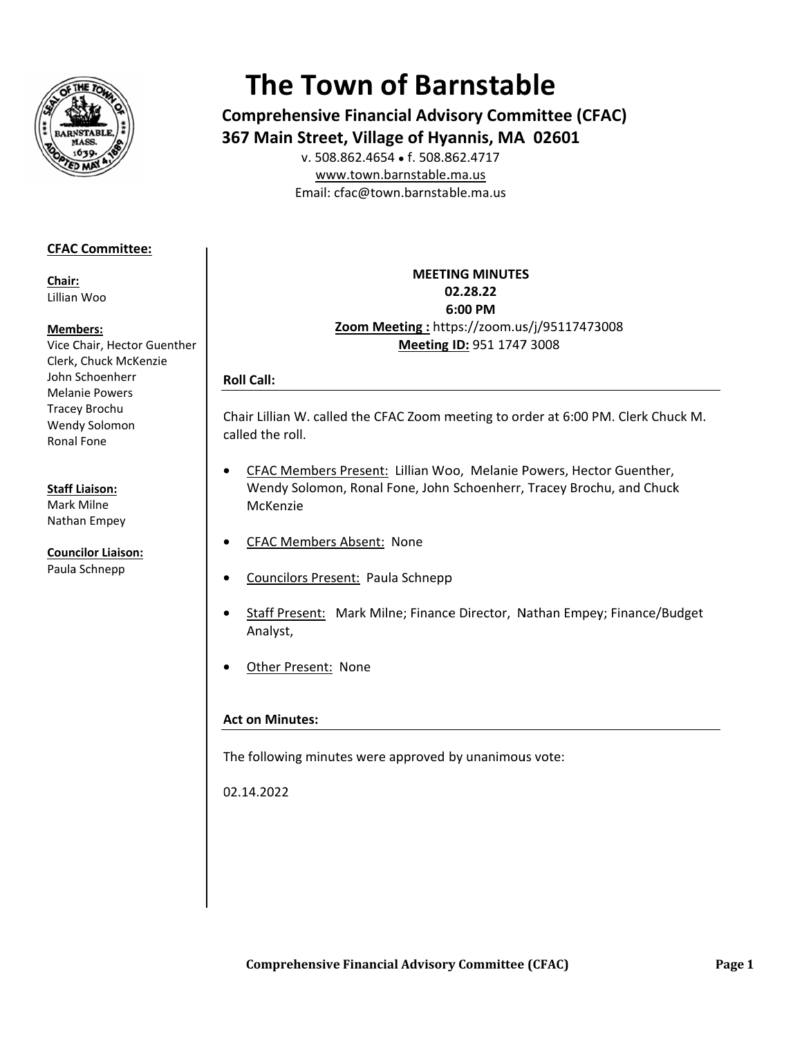# The Town of Barnstable

**Comprehensive Financial Advisory Committee (CFAC)**
**367 Main Street, Village of Hyannis, MA 02601**

v. 508.862.4654 • f. 508.862.4717
www.town.barnstable.ma.us
Email: cfac@town.barnstable.ma.us

**CFAC Committee:**

**Chair:**
Lillian Woo

**Members:**
Vice Chair, Hector Guenther
Clerk, Chuck McKenzie
John Schoenherr
Melanie Powers
Tracey Brochu
Wendy Solomon
Ronal Fone

**Staff Liaison:**
Mark Milne
Nathan Empey

**Councilor Liaison:**
Paula Schnepp

**MEETING MINUTES**
**02.28.22**
**6:00 PM**
**Zoom Meeting :** https://zoom.us/j/95117473008
**Meeting ID:** 951 1747 3008

### Roll Call:

Chair Lillian W. called the CFAC Zoom meeting to order at 6:00 PM. Clerk Chuck M. called the roll.

- CFAC Members Present: Lillian Woo, Melanie Powers, Hector Guenther, Wendy Solomon, Ronal Fone, John Schoenherr, Tracey Brochu, and Chuck McKenzie
- CFAC Members Absent: None
- Councilors Present: Paula Schnepp
- Staff Present: Mark Milne; Finance Director, Nathan Empey; Finance/Budget Analyst,
- Other Present: None

### Act on Minutes:

The following minutes were approved by unanimous vote:

02.14.2022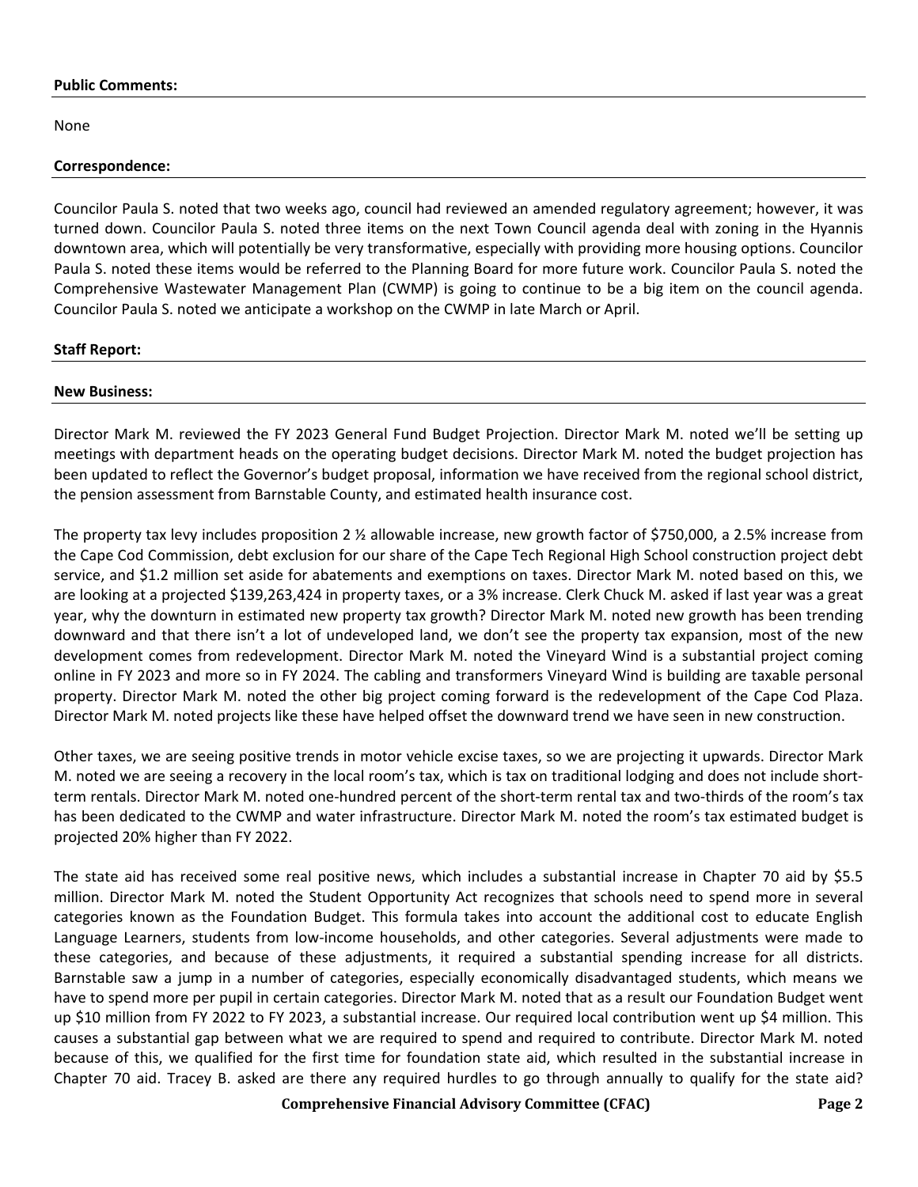**Public Comments:**

None

**Correspondence:**

Councilor Paula S. noted that two weeks ago, council had reviewed an amended regulatory agreement; however, it was turned down. Councilor Paula S. noted three items on the next Town Council agenda deal with zoning in the Hyannis downtown area, which will potentially be very transformative, especially with providing more housing options. Councilor Paula S. noted these items would be referred to the Planning Board for more future work. Councilor Paula S. noted the Comprehensive Wastewater Management Plan (CWMP) is going to continue to be a big item on the council agenda. Councilor Paula S. noted we anticipate a workshop on the CWMP in late March or April.

**Staff Report:**

**New Business:**

Director Mark M. reviewed the FY 2023 General Fund Budget Projection. Director Mark M. noted we'll be setting up meetings with department heads on the operating budget decisions. Director Mark M. noted the budget projection has been updated to reflect the Governor's budget proposal, information we have received from the regional school district, the pension assessment from Barnstable County, and estimated health insurance cost.

The property tax levy includes proposition 2 ½ allowable increase, new growth factor of $750,000, a 2.5% increase from the Cape Cod Commission, debt exclusion for our share of the Cape Tech Regional High School construction project debt service, and $1.2 million set aside for abatements and exemptions on taxes. Director Mark M. noted based on this, we are looking at a projected $139,263,424 in property taxes, or a 3% increase. Clerk Chuck M. asked if last year was a great year, why the downturn in estimated new property tax growth? Director Mark M. noted new growth has been trending downward and that there isn't a lot of undeveloped land, we don't see the property tax expansion, most of the new development comes from redevelopment. Director Mark M. noted the Vineyard Wind is a substantial project coming online in FY 2023 and more so in FY 2024. The cabling and transformers Vineyard Wind is building are taxable personal property. Director Mark M. noted the other big project coming forward is the redevelopment of the Cape Cod Plaza. Director Mark M. noted projects like these have helped offset the downward trend we have seen in new construction.

Other taxes, we are seeing positive trends in motor vehicle excise taxes, so we are projecting it upwards. Director Mark M. noted we are seeing a recovery in the local room's tax, which is tax on traditional lodging and does not include short-term rentals. Director Mark M. noted one-hundred percent of the short-term rental tax and two-thirds of the room's tax has been dedicated to the CWMP and water infrastructure. Director Mark M. noted the room's tax estimated budget is projected 20% higher than FY 2022.

The state aid has received some real positive news, which includes a substantial increase in Chapter 70 aid by $5.5 million. Director Mark M. noted the Student Opportunity Act recognizes that schools need to spend more in several categories known as the Foundation Budget. This formula takes into account the additional cost to educate English Language Learners, students from low-income households, and other categories. Several adjustments were made to these categories, and because of these adjustments, it required a substantial spending increase for all districts. Barnstable saw a jump in a number of categories, especially economically disadvantaged students, which means we have to spend more per pupil in certain categories. Director Mark M. noted that as a result our Foundation Budget went up $10 million from FY 2022 to FY 2023, a substantial increase. Our required local contribution went up $4 million. This causes a substantial gap between what we are required to spend and required to contribute. Director Mark M. noted because of this, we qualified for the first time for foundation state aid, which resulted in the substantial increase in Chapter 70 aid. Tracey B. asked are there any required hurdles to go through annually to qualify for the state aid?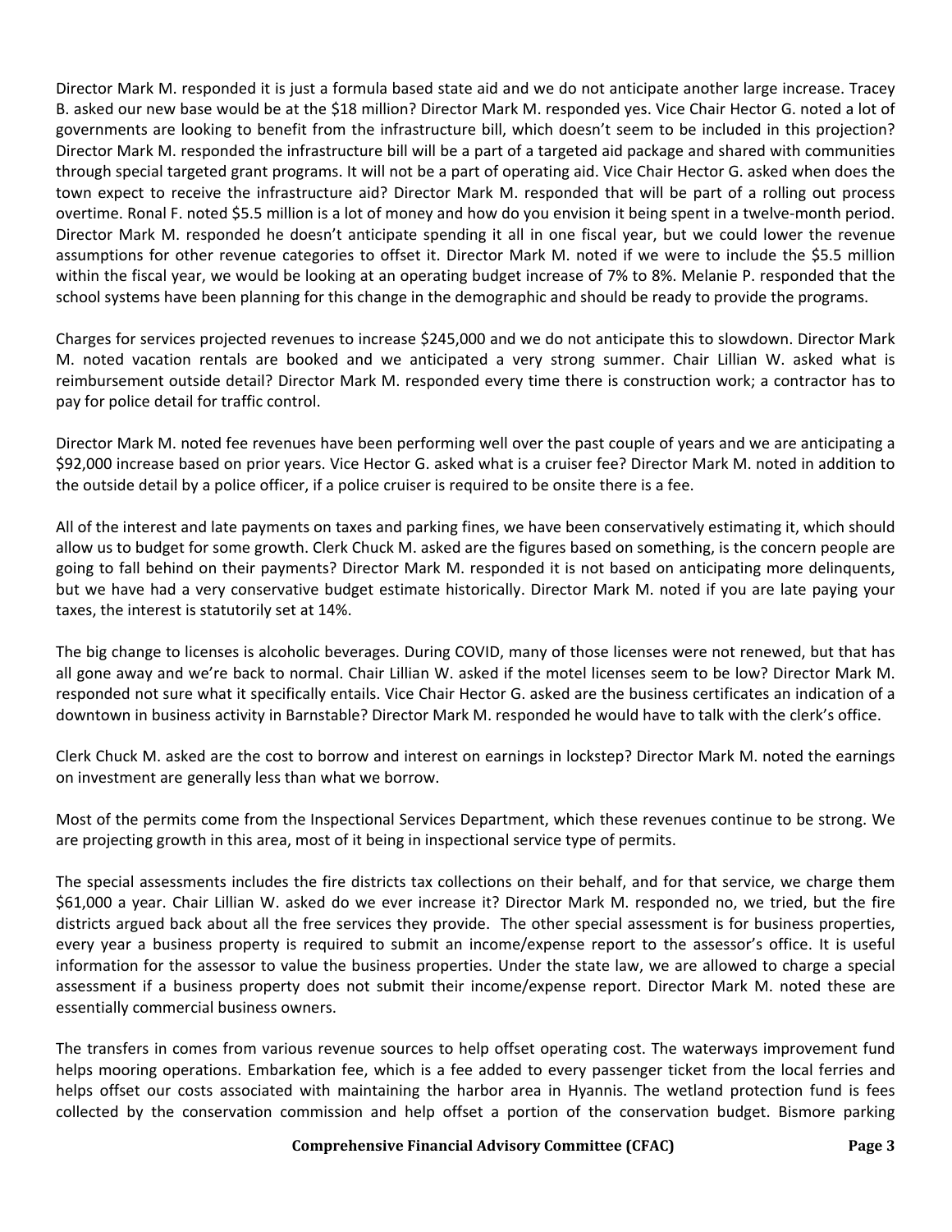Director Mark M. responded it is just a formula based state aid and we do not anticipate another large increase. Tracey B. asked our new base would be at the $18 million? Director Mark M. responded yes. Vice Chair Hector G. noted a lot of governments are looking to benefit from the infrastructure bill, which doesn't seem to be included in this projection? Director Mark M. responded the infrastructure bill will be a part of a targeted aid package and shared with communities through special targeted grant programs. It will not be a part of operating aid. Vice Chair Hector G. asked when does the town expect to receive the infrastructure aid? Director Mark M. responded that will be part of a rolling out process overtime. Ronal F. noted $5.5 million is a lot of money and how do you envision it being spent in a twelve-month period. Director Mark M. responded he doesn't anticipate spending it all in one fiscal year, but we could lower the revenue assumptions for other revenue categories to offset it. Director Mark M. noted if we were to include the $5.5 million within the fiscal year, we would be looking at an operating budget increase of 7% to 8%. Melanie P. responded that the school systems have been planning for this change in the demographic and should be ready to provide the programs.

Charges for services projected revenues to increase $245,000 and we do not anticipate this to slowdown. Director Mark M. noted vacation rentals are booked and we anticipated a very strong summer. Chair Lillian W. asked what is reimbursement outside detail? Director Mark M. responded every time there is construction work; a contractor has to pay for police detail for traffic control.

Director Mark M. noted fee revenues have been performing well over the past couple of years and we are anticipating a $92,000 increase based on prior years. Vice Hector G. asked what is a cruiser fee? Director Mark M. noted in addition to the outside detail by a police officer, if a police cruiser is required to be onsite there is a fee.

All of the interest and late payments on taxes and parking fines, we have been conservatively estimating it, which should allow us to budget for some growth. Clerk Chuck M. asked are the figures based on something, is the concern people are going to fall behind on their payments? Director Mark M. responded it is not based on anticipating more delinquents, but we have had a very conservative budget estimate historically. Director Mark M. noted if you are late paying your taxes, the interest is statutorily set at 14%.

The big change to licenses is alcoholic beverages. During COVID, many of those licenses were not renewed, but that has all gone away and we're back to normal. Chair Lillian W. asked if the motel licenses seem to be low? Director Mark M. responded not sure what it specifically entails. Vice Chair Hector G. asked are the business certificates an indication of a downtown in business activity in Barnstable? Director Mark M. responded he would have to talk with the clerk's office.

Clerk Chuck M. asked are the cost to borrow and interest on earnings in lockstep? Director Mark M. noted the earnings on investment are generally less than what we borrow.

Most of the permits come from the Inspectional Services Department, which these revenues continue to be strong. We are projecting growth in this area, most of it being in inspectional service type of permits.

The special assessments includes the fire districts tax collections on their behalf, and for that service, we charge them $61,000 a year. Chair Lillian W. asked do we ever increase it? Director Mark M. responded no, we tried, but the fire districts argued back about all the free services they provide. The other special assessment is for business properties, every year a business property is required to submit an income/expense report to the assessor's office. It is useful information for the assessor to value the business properties. Under the state law, we are allowed to charge a special assessment if a business property does not submit their income/expense report. Director Mark M. noted these are essentially commercial business owners.

The transfers in comes from various revenue sources to help offset operating cost. The waterways improvement fund helps mooring operations. Embarkation fee, which is a fee added to every passenger ticket from the local ferries and helps offset our costs associated with maintaining the harbor area in Hyannis. The wetland protection fund is fees collected by the conservation commission and help offset a portion of the conservation budget. Bismore parking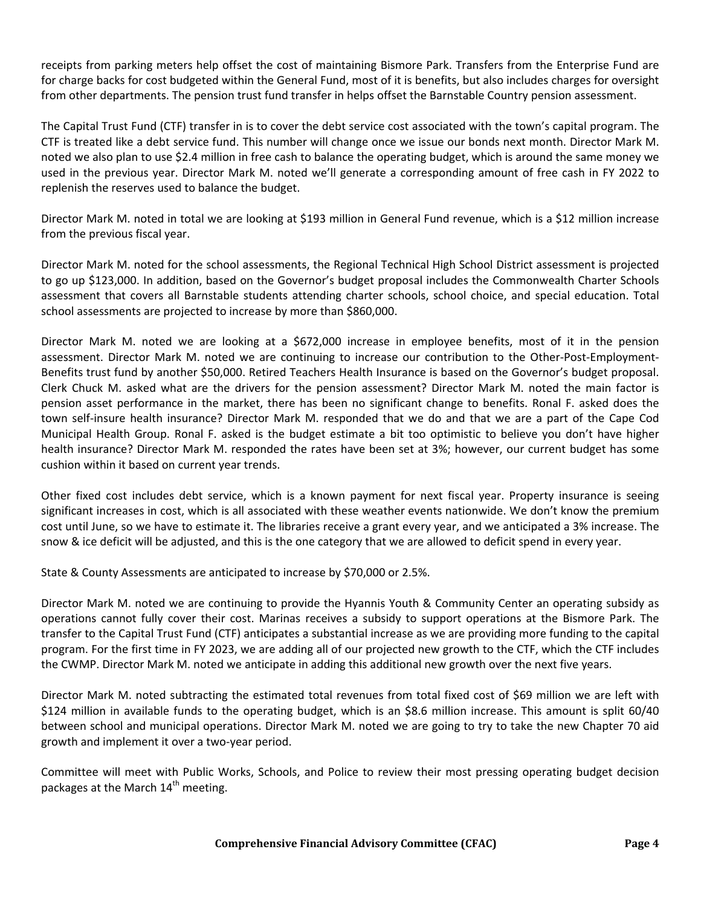receipts from parking meters help offset the cost of maintaining Bismore Park. Transfers from the Enterprise Fund are for charge backs for cost budgeted within the General Fund, most of it is benefits, but also includes charges for oversight from other departments. The pension trust fund transfer in helps offset the Barnstable Country pension assessment.

The Capital Trust Fund (CTF) transfer in is to cover the debt service cost associated with the town's capital program. The CTF is treated like a debt service fund. This number will change once we issue our bonds next month. Director Mark M. noted we also plan to use $2.4 million in free cash to balance the operating budget, which is around the same money we used in the previous year. Director Mark M. noted we'll generate a corresponding amount of free cash in FY 2022 to replenish the reserves used to balance the budget.

Director Mark M. noted in total we are looking at $193 million in General Fund revenue, which is a $12 million increase from the previous fiscal year.

Director Mark M. noted for the school assessments, the Regional Technical High School District assessment is projected to go up $123,000. In addition, based on the Governor's budget proposal includes the Commonwealth Charter Schools assessment that covers all Barnstable students attending charter schools, school choice, and special education. Total school assessments are projected to increase by more than $860,000.

Director Mark M. noted we are looking at a $672,000 increase in employee benefits, most of it in the pension assessment. Director Mark M. noted we are continuing to increase our contribution to the Other-Post-Employment-Benefits trust fund by another $50,000. Retired Teachers Health Insurance is based on the Governor's budget proposal. Clerk Chuck M. asked what are the drivers for the pension assessment? Director Mark M. noted the main factor is pension asset performance in the market, there has been no significant change to benefits. Ronal F. asked does the town self-insure health insurance? Director Mark M. responded that we do and that we are a part of the Cape Cod Municipal Health Group. Ronal F. asked is the budget estimate a bit too optimistic to believe you don't have higher health insurance? Director Mark M. responded the rates have been set at 3%; however, our current budget has some cushion within it based on current year trends.

Other fixed cost includes debt service, which is a known payment for next fiscal year. Property insurance is seeing significant increases in cost, which is all associated with these weather events nationwide. We don't know the premium cost until June, so we have to estimate it. The libraries receive a grant every year, and we anticipated a 3% increase. The snow & ice deficit will be adjusted, and this is the one category that we are allowed to deficit spend in every year.

State & County Assessments are anticipated to increase by $70,000 or 2.5%.

Director Mark M. noted we are continuing to provide the Hyannis Youth & Community Center an operating subsidy as operations cannot fully cover their cost. Marinas receives a subsidy to support operations at the Bismore Park. The transfer to the Capital Trust Fund (CTF) anticipates a substantial increase as we are providing more funding to the capital program. For the first time in FY 2023, we are adding all of our projected new growth to the CTF, which the CTF includes the CWMP. Director Mark M. noted we anticipate in adding this additional new growth over the next five years.

Director Mark M. noted subtracting the estimated total revenues from total fixed cost of $69 million we are left with $124 million in available funds to the operating budget, which is an $8.6 million increase. This amount is split 60/40 between school and municipal operations. Director Mark M. noted we are going to try to take the new Chapter 70 aid growth and implement it over a two-year period.

Committee will meet with Public Works, Schools, and Police to review their most pressing operating budget decision packages at the March 14th meeting.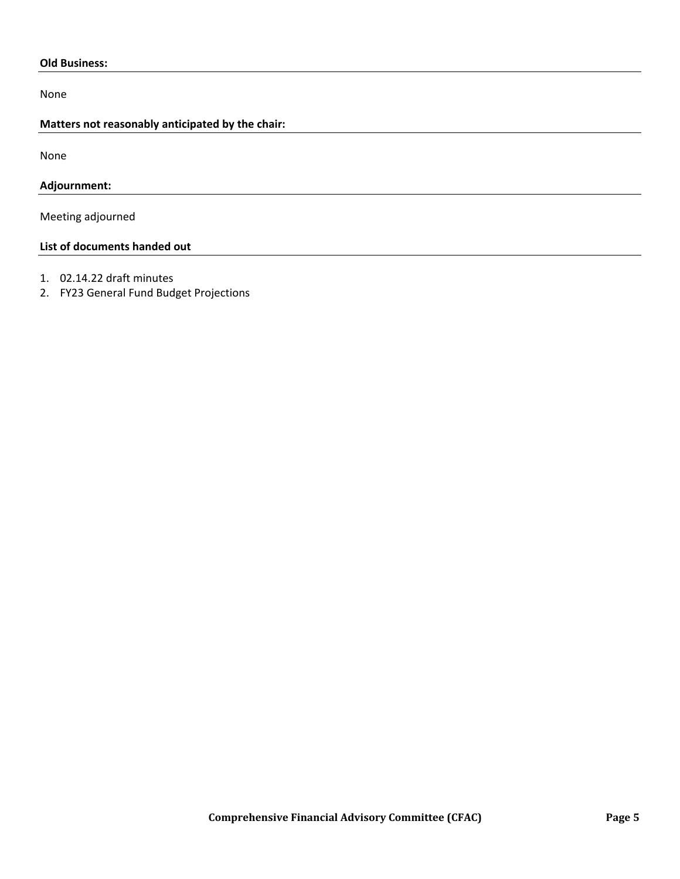**Old Business:**

None

**Matters not reasonably anticipated by the chair:**

None

**Adjournment:**

Meeting adjourned

**List of documents handed out**

1. 02.14.22 draft minutes
2. FY23 General Fund Budget Projections